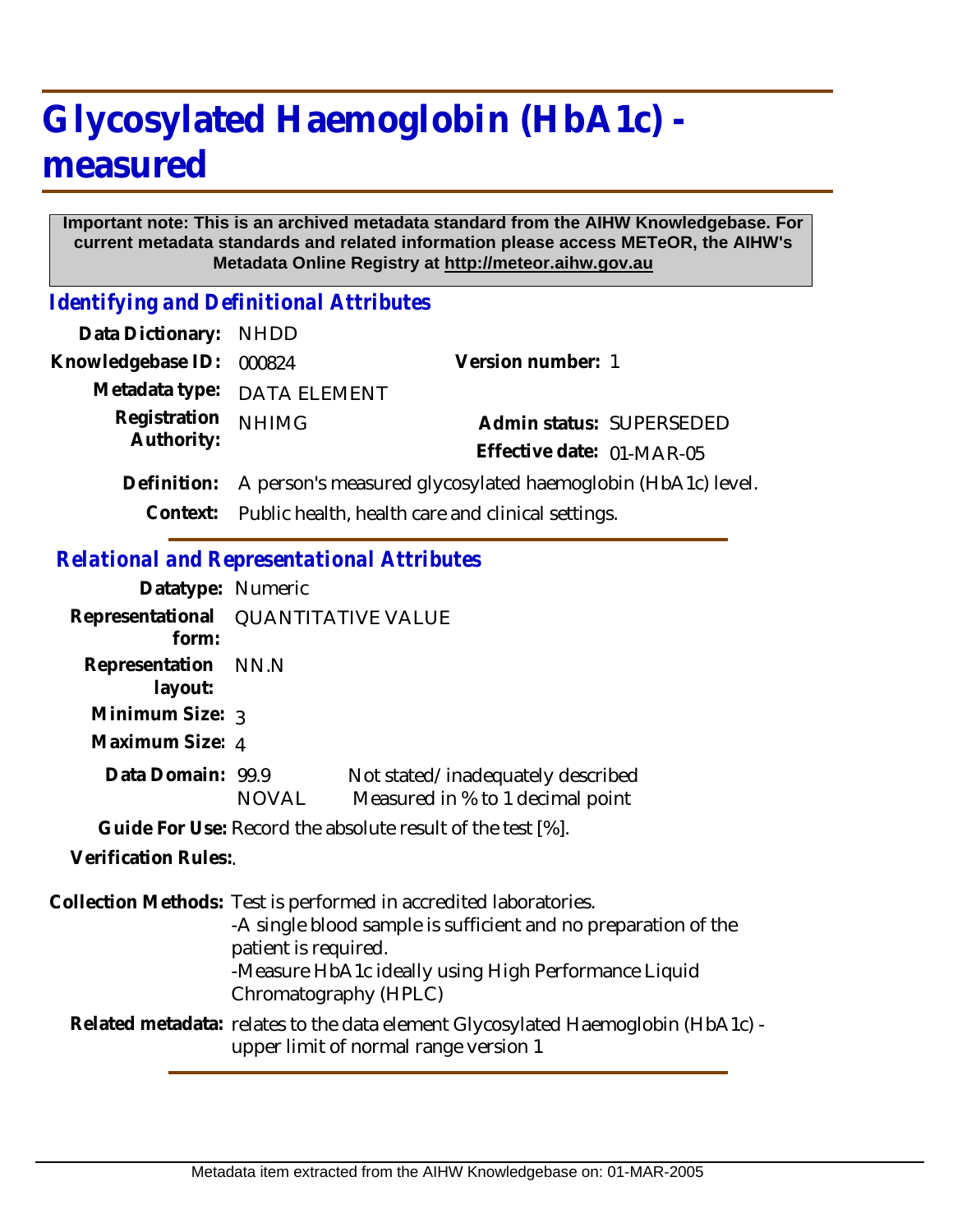# Glycosylated Haemoglobin (HbA1c) - measured

**Important note: This is an archived metadata standard from the AIHW Knowledgebase. For current metadata standards and related information please access METeOR, the AIHW's Metadata Online Registry at http://meteor.aihw.gov.au**

## *Identifying and Definitional Attributes*

| | | | |
|---|---|---|---|
| **Data Dictionary:** | NHDD | | |
| **Knowledgebase ID:** | 000824 | **Version number:** | 1 |
| **Metadata type:** | DATA ELEMENT | | |
| **Registration Authority:** | NHIMG | **Admin status:** | SUPERSEDED |
| | | **Effective date:** | 01-MAR-05 |

**Definition:** A person's measured glycosylated haemoglobin (HbA1c) level.

**Context:** Public health, health care and clinical settings.

## *Relational and Representational Attributes*

**Datatype:** Numeric

**Representational form:** QUANTITATIVE VALUE

**Representation layout:** NN.N

**Minimum Size:** 3

**Maximum Size:** 4

**Data Domain:**

| | |
|---|---|
| 99.9 | Not stated/inadequately described |
| NOVAL | Measured in % to 1 decimal point |

**Guide For Use:** Record the absolute result of the test [%].

**Verification Rules:**.

**Collection Methods:** Test is performed in accredited laboratories.
-A single blood sample is sufficient and no preparation of the patient is required.
-Measure HbA1c ideally using High Performance Liquid Chromatography (HPLC)

**Related metadata:** relates to the data element Glycosylated Haemoglobin (HbA1c) - upper limit of normal range version 1

Metadata item extracted from the AIHW Knowledgebase on: 01-MAR-2005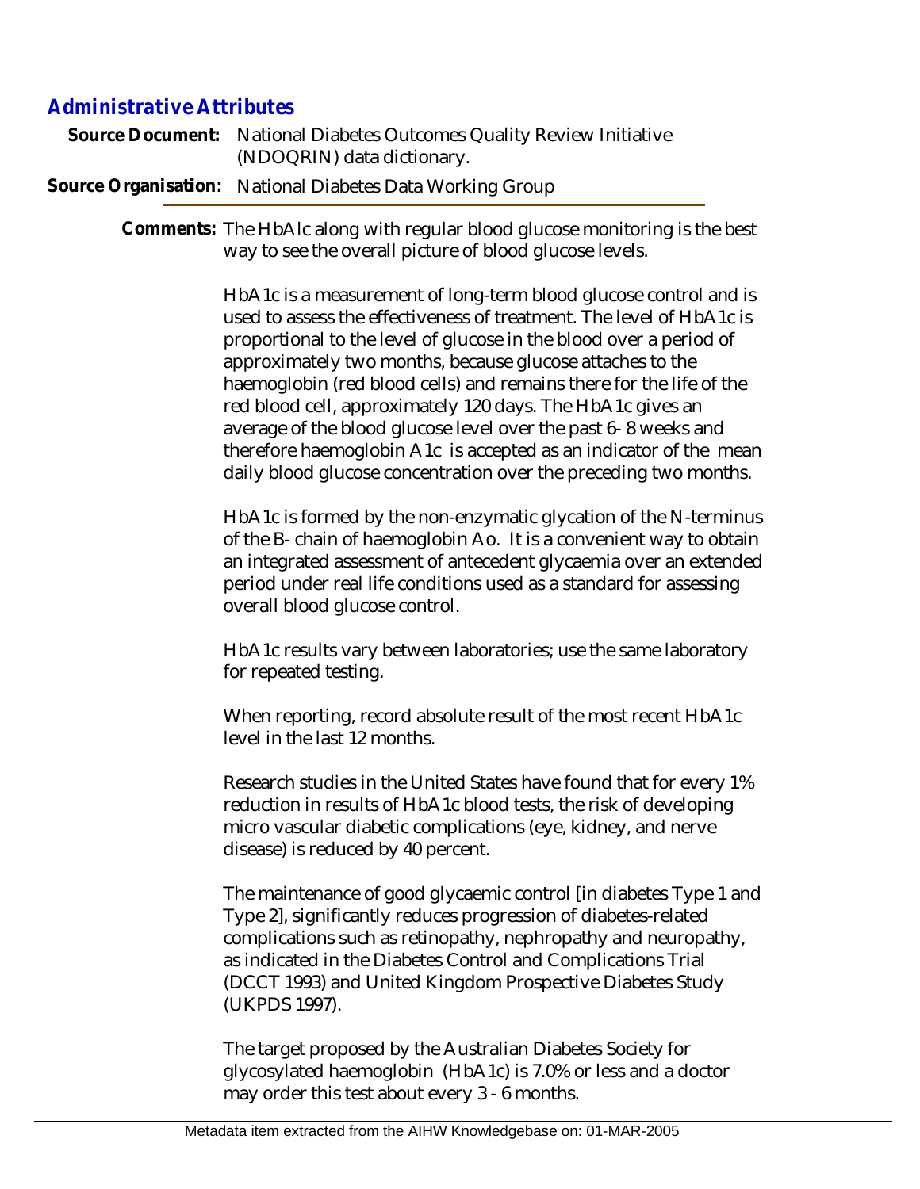## Administrative Attributes

**Source Document:** National Diabetes Outcomes Quality Review Initiative (NDOQRIN) data dictionary.

**Source Organisation:** National Diabetes Data Working Group

**Comments:** The HbAlc along with regular blood glucose monitoring is the best way to see the overall picture of blood glucose levels.

HbA1c is a measurement of long-term blood glucose control and is used to assess the effectiveness of treatment. The level of HbA1c is proportional to the level of glucose in the blood over a period of approximately two months, because glucose attaches to the haemoglobin (red blood cells) and remains there for the life of the red blood cell, approximately 120 days. The HbA1c gives an average of the blood glucose level over the past 6- 8 weeks and therefore haemoglobin A1c is accepted as an indicator of the mean daily blood glucose concentration over the preceding two months.

HbA1c is formed by the non-enzymatic glycation of the N-terminus of the B- chain of haemoglobin Ao. It is a convenient way to obtain an integrated assessment of antecedent glycaemia over an extended period under real life conditions used as a standard for assessing overall blood glucose control.

HbA1c results vary between laboratories; use the same laboratory for repeated testing.

When reporting, record absolute result of the most recent HbA1c level in the last 12 months.

Research studies in the United States have found that for every 1% reduction in results of HbA1c blood tests, the risk of developing micro vascular diabetic complications (eye, kidney, and nerve disease) is reduced by 40 percent.

The maintenance of good glycaemic control [in diabetes Type 1 and Type 2], significantly reduces progression of diabetes-related complications such as retinopathy, nephropathy and neuropathy, as indicated in the Diabetes Control and Complications Trial (DCCT 1993) and United Kingdom Prospective Diabetes Study (UKPDS 1997).

The target proposed by the Australian Diabetes Society for glycosylated haemoglobin (HbA1c) is 7.0% or less and a doctor may order this test about every 3 - 6 months.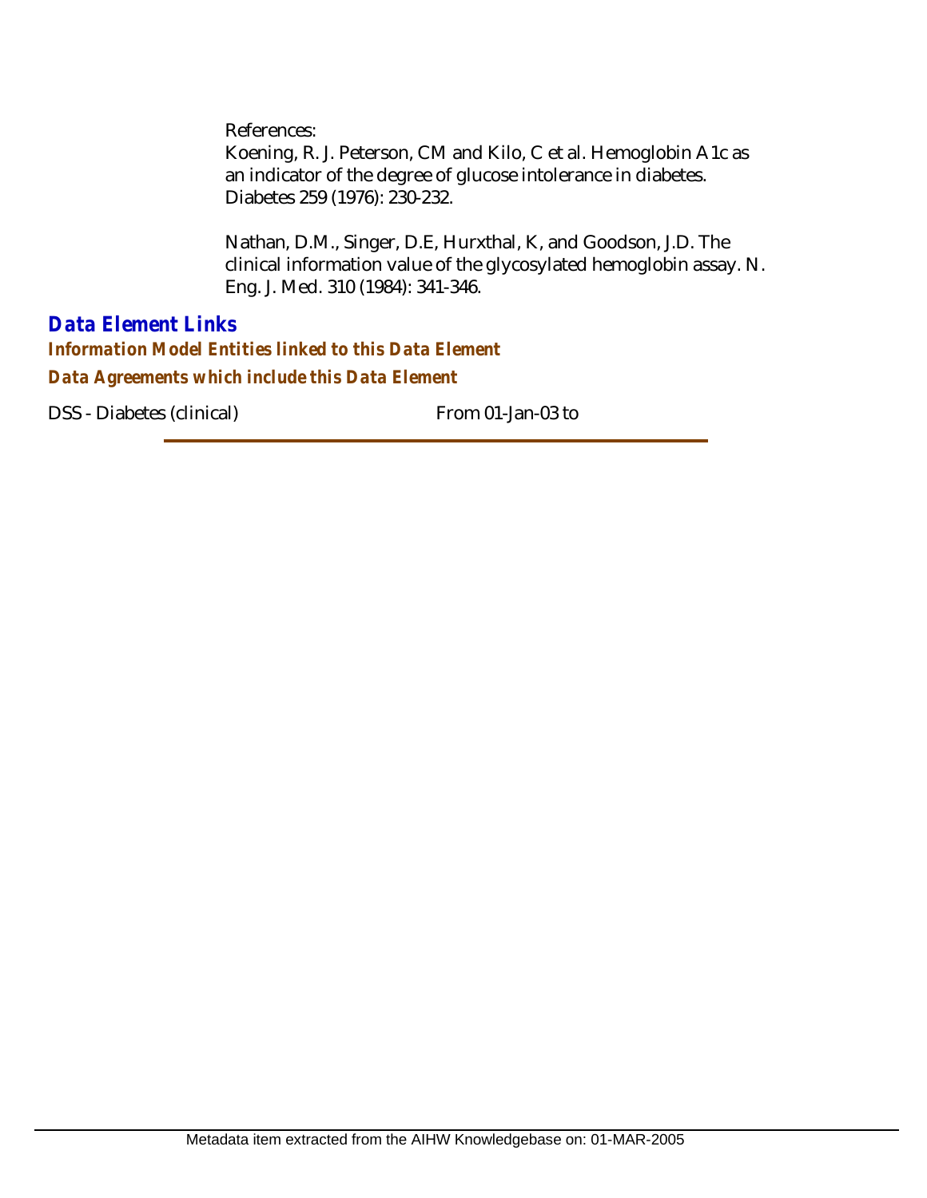References:

Koening, R. J. Peterson, CM and Kilo, C et al. Hemoglobin A1c as an indicator of the degree of glucose intolerance in diabetes. Diabetes 259 (1976): 230-232.

Nathan, D.M., Singer, D.E, Hurxthal, K, and Goodson, J.D. The clinical information value of the glycosylated hemoglobin assay. N. Eng. J. Med. 310 (1984): 341-346.

## Data Element Links

### Information Model Entities linked to this Data Element

### Data Agreements which include this Data Element

DSS - Diabetes (clinical) From 01-Jan-03 to

Metadata item extracted from the AIHW Knowledgebase on: 01-MAR-2005